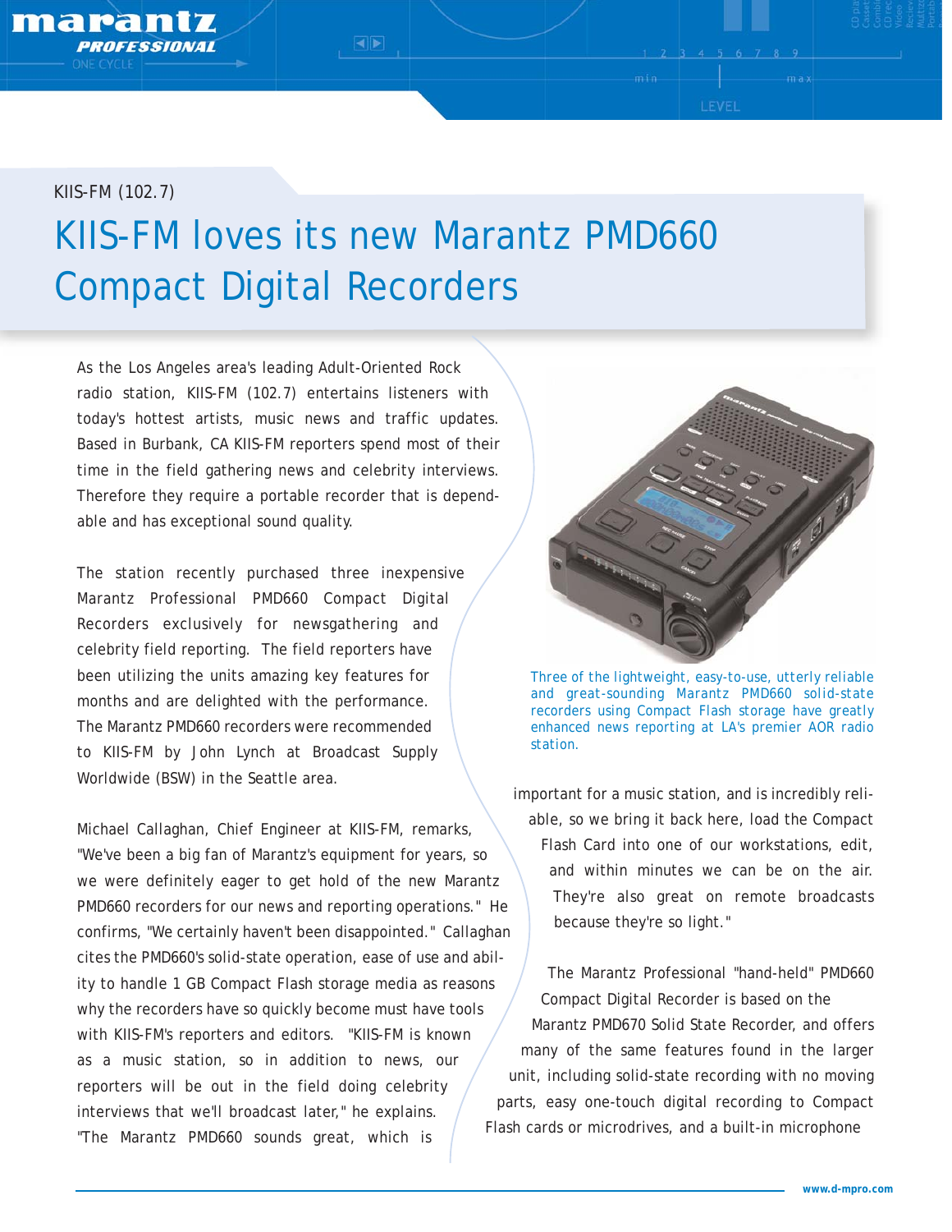KIIS-FM (102.7)

# KIIS-FM loves its new Marantz PMD660 Compact Digital Recorders

As the Los Angeles area's leading Adult-Oriented Rock radio station, KIIS-FM (102.7) entertains listeners with today's hottest artists, music news and traffic updates. Based in Burbank, CA KIIS-FM reporters spend most of their time in the field gathering news and celebrity interviews. Therefore they require a portable recorder that is dependable and has exceptional sound quality.

The station recently purchased three inexpensive Marantz Professional PMD660 Compact Digital Recorders exclusively for newsgathering and celebrity field reporting. The field reporters have been utilizing the units amazing key features for months and are delighted with the performance. The Marantz PMD660 recorders were recommended to KIIS-FM by John Lynch at Broadcast Supply Worldwide (BSW) in the Seattle area.

Michael Callaghan, Chief Engineer at KIIS-FM, remarks, "We've been a big fan of Marantz's equipment for years, so we were definitely eager to get hold of the new Marantz PMD660 recorders for our news and reporting operations." He confirms, "We certainly haven't been disappointed." Callaghan cites the PMD660's solid-state operation, ease of use and ability to handle 1 GB Compact Flash storage media as reasons why the recorders have so quickly become must have tools with KIIS-FM's reporters and editors. "KIIS-FM is known as a music station, so in addition to news, our reporters will be out in the field doing celebrity interviews that we'll broadcast later," he explains. "The Marantz PMD660 sounds great, which is important for a music station, and is incredibly reliable, so we bring it back here, load the Compact Flash Card into one of our workstations, edit, and within minutes we can be on the air. They're also great on remote broadcasts because they're so light."

Three of the lightweight, easy-to-use, utterly reliable and great-sounding Marantz PMD660 solid-state recorders using Compact Flash storage have greatly enhanced news reporting at LA's premier AOR radio station.

The Marantz Professional "hand-held" PMD660 Compact Digital Recorder is based on the Marantz PMD670 Solid State Recorder, and offers many of the same features found in the larger unit, including solid-state recording with no moving parts, easy one-touch digital recording to Compact Flash cards or microdrives, and a built-in microphone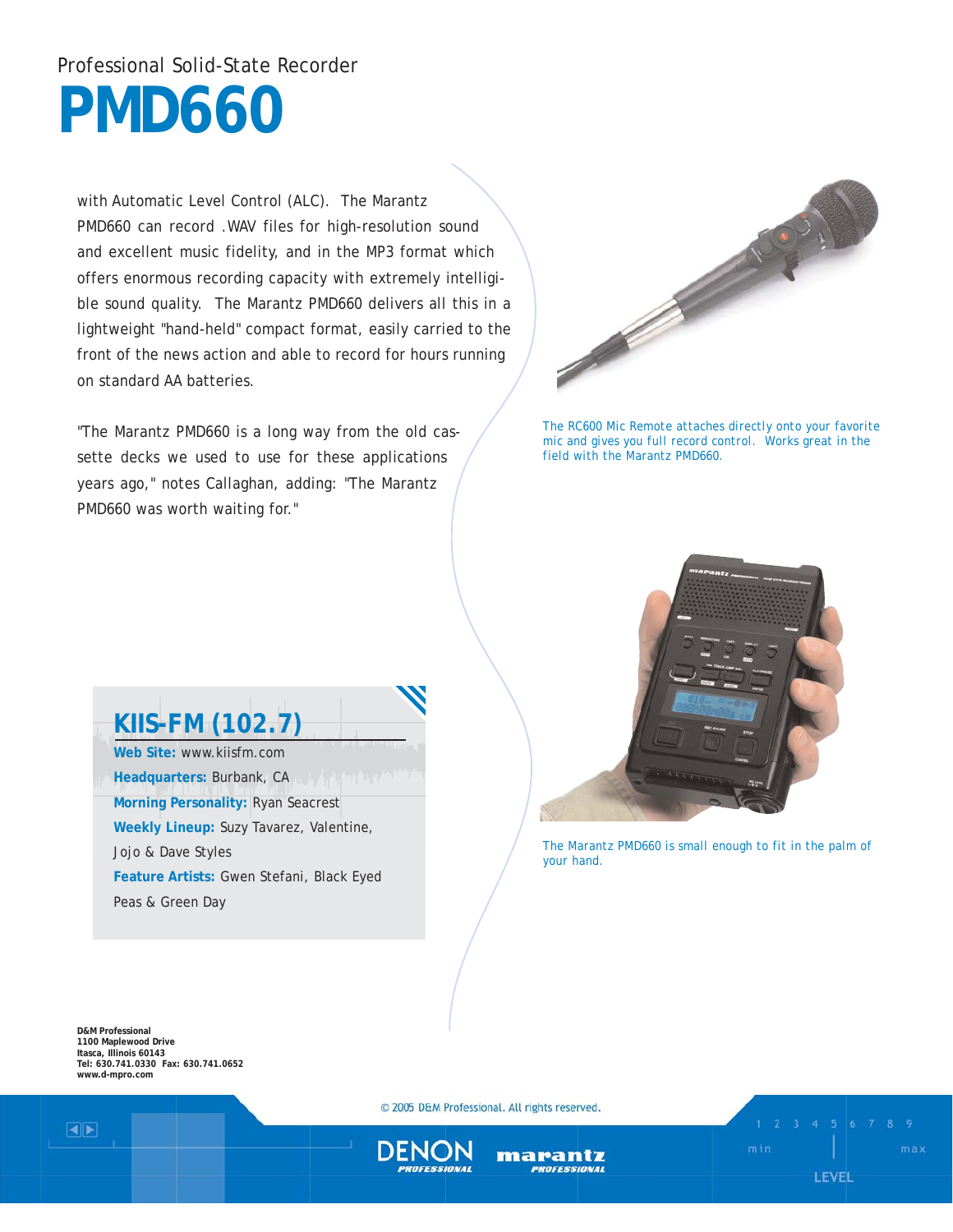Professional Solid-State Recorder

# PMD660

with Automatic Level Control (ALC). The Marantz PMD660 can record .WAV files for high-resolution sound and excellent music fidelity, and in the MP3 format which offers enormous recording capacity with extremely intelligible sound quality. The Marantz PMD660 delivers all this in a lightweight "hand-held" compact format, easily carried to the front of the news action and able to record for hours running on standard AA batteries.

"The Marantz PMD660 is a long way from the old cassette decks we used to use for these applications years ago," notes Callaghan, adding: "The Marantz PMD660 was worth waiting for."

The RC600 Mic Remote attaches directly onto your favorite mic and gives you full record control. Works great in the field with the Marantz PMD660.

## KIIS-FM (102.7)

**Web Site:** www.kiisfm.com
**Headquarters:** Burbank, CA
**Morning Personality:** Ryan Seacrest
**Weekly Lineup:** Suzy Tavarez, Valentine, Jojo & Dave Styles
**Feature Artists:** Gwen Stefani, Black Eyed Peas & Green Day

The Marantz PMD660 is small enough to fit in the palm of your hand.

**D&M Professional**
**1100 Maplewood Drive**
**Itasca, Illinois 60143**
**Tel: 630.741.0330 Fax: 630.741.0652**
**www.d-mpro.com**

© 2005 D&M Professional. All rights reserved.

DENON PROFESSIONAL marantz PROFESSIONAL